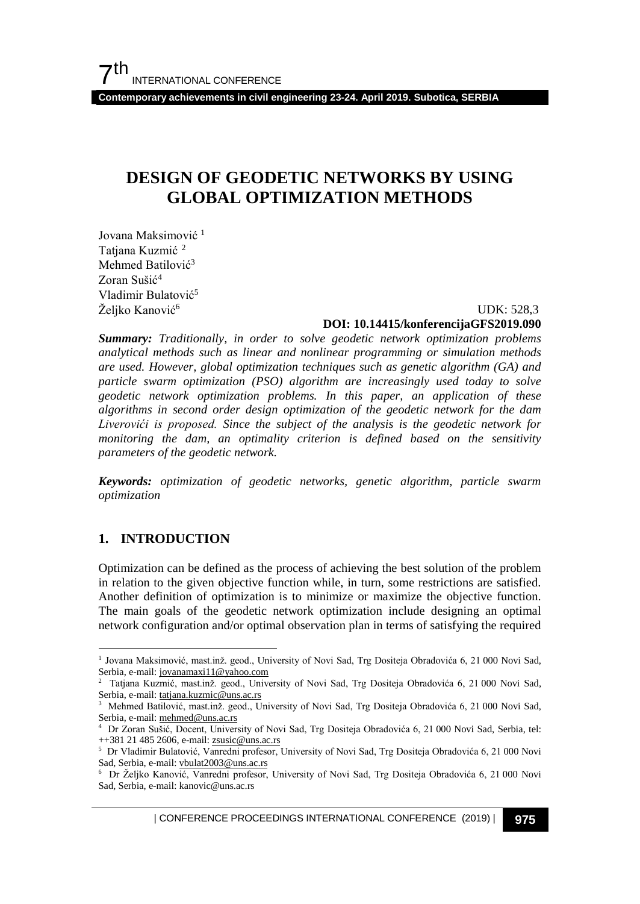# DESIGN OF GEODETIC NETWORKS BY USING GLOBAL OPTIMIZATION METHODS

Jovana Maksimović [1]
Tatjana Kuzmić [2]
Mehmed Batilović[3]
Zoran Sušić[4]
Vladimir Bulatović[5]
Željko Kanović[6]

UDK: 528,3
**DOI: 10.14415/konferencijaGFS2019.090**

***Summary:*** *Traditionally, in order to solve geodetic network optimization problems analytical methods such as linear and nonlinear programming or simulation methods are used. However, global optimization techniques such as genetic algorithm (GA) and particle swarm optimization (PSO) algorithm are increasingly used today to solve geodetic network optimization problems. In this paper, an application of these algorithms in second order design optimization of the geodetic network for the dam Liverovići is proposed. Since the subject of the analysis is the geodetic network for monitoring the dam, an optimality criterion is defined based on the sensitivity parameters of the geodetic network.*

***Keywords:*** *optimization of geodetic networks, genetic algorithm, particle swarm optimization*

## 1. INTRODUCTION

Optimization can be defined as the process of achieving the best solution of the problem in relation to the given objective function while, in turn, some restrictions are satisfied. Another definition of optimization is to minimize or maximize the objective function. The main goals of the geodetic network optimization include designing an optimal network configuration and/or optimal observation plan in terms of satisfying the required

---

[1] Jovana Maksimović, mast.inž. geod., University of Novi Sad, Trg Dositeja Obradovića 6, 21 000 Novi Sad, Serbia, e-mail: jovanamaxi11@yahoo.com

[2] Tatjana Kuzmić, mast.inž. geod., University of Novi Sad, Trg Dositeja Obradovića 6, 21 000 Novi Sad, Serbia, e-mail: tatjana.kuzmic@uns.ac.rs

[3] Mehmed Batilović, mast.inž. geod., University of Novi Sad, Trg Dositeja Obradovića 6, 21 000 Novi Sad, Serbia, e-mail: mehmed@uns.ac.rs

[4] Dr Zoran Sušić, Docent, University of Novi Sad, Trg Dositeja Obradovića 6, 21 000 Novi Sad, Serbia, tel: ++381 21 485 2606, e-mail: zsusic@uns.ac.rs

[5] Dr Vladimir Bulatović, Vanredni profesor, University of Novi Sad, Trg Dositeja Obradovića 6, 21 000 Novi Sad, Serbia, e-mail: vbulat2003@uns.ac.rs

[6] Dr Željko Kanović, Vanredni profesor, University of Novi Sad, Trg Dositeja Obradovića 6, 21 000 Novi Sad, Serbia, e-mail: kanovic@uns.ac.rs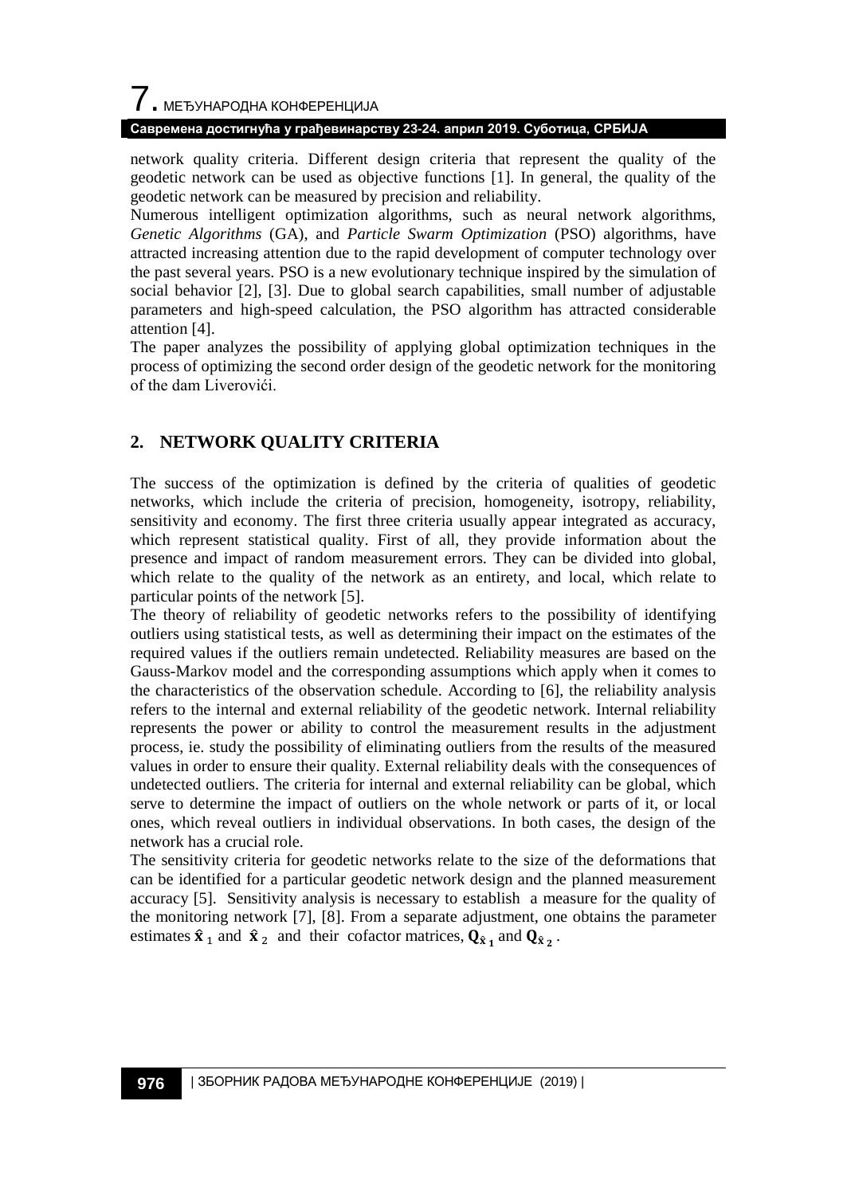network quality criteria. Different design criteria that represent the quality of the geodetic network can be used as objective functions [1]. In general, the quality of the geodetic network can be measured by precision and reliability.

Numerous intelligent optimization algorithms, such as neural network algorithms, *Genetic Algorithms* (GA), and *Particle Swarm Optimization* (PSO) algorithms, have attracted increasing attention due to the rapid development of computer technology over the past several years. PSO is a new evolutionary technique inspired by the simulation of social behavior [2], [3]. Due to global search capabilities, small number of adjustable parameters and high-speed calculation, the PSO algorithm has attracted considerable attention [4].

The paper analyzes the possibility of applying global optimization techniques in the process of optimizing the second order design of the geodetic network for the monitoring of the dam Liverovići.

## 2. NETWORK QUALITY CRITERIA

The success of the optimization is defined by the criteria of qualities of geodetic networks, which include the criteria of precision, homogeneity, isotropy, reliability, sensitivity and economy. The first three criteria usually appear integrated as accuracy, which represent statistical quality. First of all, they provide information about the presence and impact of random measurement errors. They can be divided into global, which relate to the quality of the network as an entirety, and local, which relate to particular points of the network [5].

The theory of reliability of geodetic networks refers to the possibility of identifying outliers using statistical tests, as well as determining their impact on the estimates of the required values if the outliers remain undetected. Reliability measures are based on the Gauss-Markov model and the corresponding assumptions which apply when it comes to the characteristics of the observation schedule. According to [6], the reliability analysis refers to the internal and external reliability of the geodetic network. Internal reliability represents the power or ability to control the measurement results in the adjustment process, ie. study the possibility of eliminating outliers from the results of the measured values in order to ensure their quality. External reliability deals with the consequences of undetected outliers. The criteria for internal and external reliability can be global, which serve to determine the impact of outliers on the whole network or parts of it, or local ones, which reveal outliers in individual observations. In both cases, the design of the network has a crucial role.

The sensitivity criteria for geodetic networks relate to the size of the deformations that can be identified for a particular geodetic network design and the planned measurement accuracy [5]. Sensitivity analysis is necessary to establish a measure for the quality of the monitoring network [7], [8]. From a separate adjustment, one obtains the parameter estimates $\hat{\mathbf{x}}_1$ and $\hat{\mathbf{x}}_2$ and their cofactor matrices, $\mathbf{Q}_{\hat{\mathbf{x}}_1}$ and $\mathbf{Q}_{\hat{\mathbf{x}}_2}$.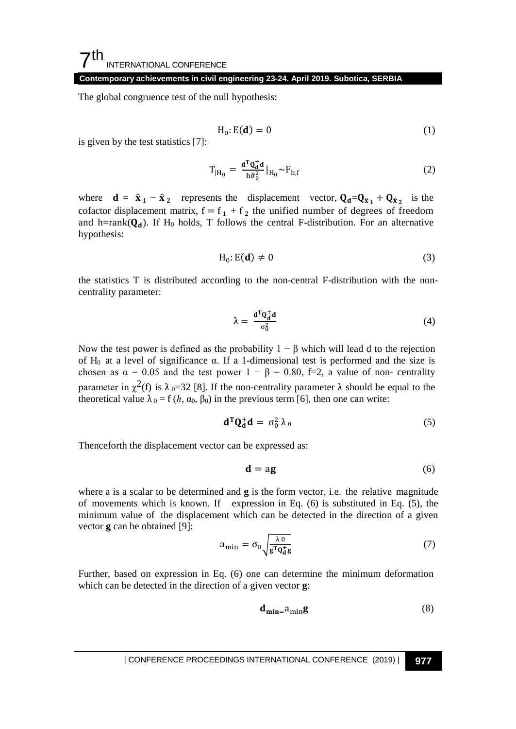The global congruence test of the null hypothesis:

$$\mathrm{H}_0\colon \mathrm{E}(\mathbf{d}) = 0 \tag{1}$$

is given by the test statistics [7]:

$$\mathrm{T}_{|\mathrm{H}_0} = \frac{\mathbf{d}^{\mathbf{T}}\mathbf{Q}_{\mathbf{d}}^{+}\mathbf{d}}{\mathrm{h}\hat{\sigma}_0^2}\Big|_{\mathrm{H}_0} \sim \mathrm{F}_{\mathrm{h,f}} \tag{2}$$

where $\mathbf{d} = \hat{\mathbf{x}}_1 - \hat{\mathbf{x}}_2$ represents the displacement vector, $\mathbf{Q}_{\mathbf{d}} = \mathbf{Q}_{\hat{\mathbf{x}}_1} + \mathbf{Q}_{\hat{\mathbf{x}}_2}$ is the cofactor displacement matrix, $\mathrm{f} = \mathrm{f}_1 + \mathrm{f}_2$ the unified number of degrees of freedom and h=rank($\mathbf{Q}_{\mathbf{d}}$). If $\mathrm{H}_0$ holds, T follows the central F-distribution. For an alternative hypothesis:

$$\mathrm{H}_0\colon \mathrm{E}(\mathbf{d}) \neq 0 \tag{3}$$

the statistics T is distributed according to the non-central F-distribution with the non-centrality parameter:

$$\lambda = \frac{\mathbf{d}^{\mathbf{T}}\mathbf{Q}_{\mathbf{d}}^{+}\mathbf{d}}{\sigma_0^2} \tag{4}$$

Now the test power is defined as the probability $1 - \beta$ which will lead d to the rejection of $\mathrm{H}_0$ at a level of significance $\alpha$. If a 1-dimensional test is performed and the size is chosen as $\alpha = 0.05$ and the test power $1 - \beta = 0.80$, f=2, a value of non- centrality parameter in $\chi^2(f)$ is $\lambda_0$=32 [8]. If the non-centrality parameter $\lambda$ should be equal to the theoretical value $\lambda_0 = f(h, \alpha_0, \beta_0)$ in the previous term [6], then one can write:

$$\mathbf{d}^{\mathbf{T}}\mathbf{Q}_{\mathbf{d}}^{+}\mathbf{d} = \sigma_0^2\,\lambda_0 \tag{5}$$

Thenceforth the displacement vector can be expressed as:

$$\mathbf{d} = \mathrm{a}\mathbf{g} \tag{6}$$

where a is a scalar to be determined and **g** is the form vector, i.e. the relative magnitude of movements which is known. If expression in Eq. (6) is substituted in Eq. (5), the minimum value of the displacement which can be detected in the direction of a given vector **g** can be obtained [9]:

$$\mathrm{a}_{\min} = \sigma_0\sqrt{\frac{\lambda_0}{\mathbf{g}^{\mathbf{T}}\mathbf{Q}_{\mathbf{d}}^{+}\mathbf{g}}} \tag{7}$$

Further, based on expression in Eq. (6) one can determine the minimum deformation which can be detected in the direction of a given vector **g**:

$$\mathbf{d}_{\mathbf{min}} = \mathrm{a}_{\min}\mathbf{g} \tag{8}$$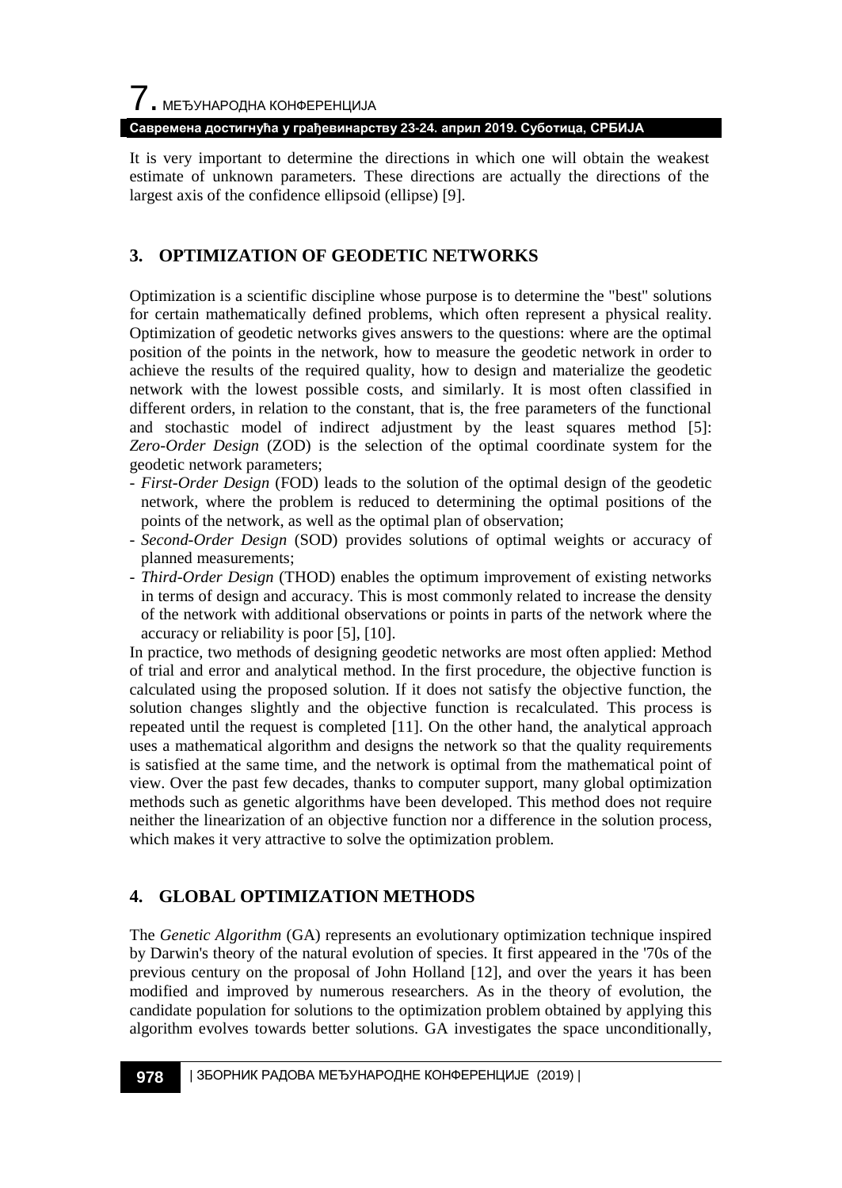It is very important to determine the directions in which one will obtain the weakest estimate of unknown parameters. These directions are actually the directions of the largest axis of the confidence ellipsoid (ellipse) [9].

## 3. OPTIMIZATION OF GEODETIC NETWORKS

Optimization is a scientific discipline whose purpose is to determine the "best" solutions for certain mathematically defined problems, which often represent a physical reality. Optimization of geodetic networks gives answers to the questions: where are the optimal position of the points in the network, how to measure the geodetic network in order to achieve the results of the required quality, how to design and materialize the geodetic network with the lowest possible costs, and similarly. It is most often classified in different orders, in relation to the constant, that is, the free parameters of the functional and stochastic model of indirect adjustment by the least squares method [5]: *Zero-Order Design* (ZOD) is the selection of the optimal coordinate system for the geodetic network parameters;

- *First-Order Design* (FOD) leads to the solution of the optimal design of the geodetic network, where the problem is reduced to determining the optimal positions of the points of the network, as well as the optimal plan of observation;
- *Second-Order Design* (SOD) provides solutions of optimal weights or accuracy of planned measurements;
- *Third-Order Design* (THOD) enables the optimum improvement of existing networks in terms of design and accuracy. This is most commonly related to increase the density of the network with additional observations or points in parts of the network where the accuracy or reliability is poor [5], [10].

In practice, two methods of designing geodetic networks are most often applied: Method of trial and error and analytical method. In the first procedure, the objective function is calculated using the proposed solution. If it does not satisfy the objective function, the solution changes slightly and the objective function is recalculated. This process is repeated until the request is completed [11]. On the other hand, the analytical approach uses a mathematical algorithm and designs the network so that the quality requirements is satisfied at the same time, and the network is optimal from the mathematical point of view. Over the past few decades, thanks to computer support, many global optimization methods such as genetic algorithms have been developed. This method does not require neither the linearization of an objective function nor a difference in the solution process, which makes it very attractive to solve the optimization problem.

## 4. GLOBAL OPTIMIZATION METHODS

The *Genetic Algorithm* (GA) represents an evolutionary optimization technique inspired by Darwin's theory of the natural evolution of species. It first appeared in the '70s of the previous century on the proposal of John Holland [12], and over the years it has been modified and improved by numerous researchers. As in the theory of evolution, the candidate population for solutions to the optimization problem obtained by applying this algorithm evolves towards better solutions. GA investigates the space unconditionally,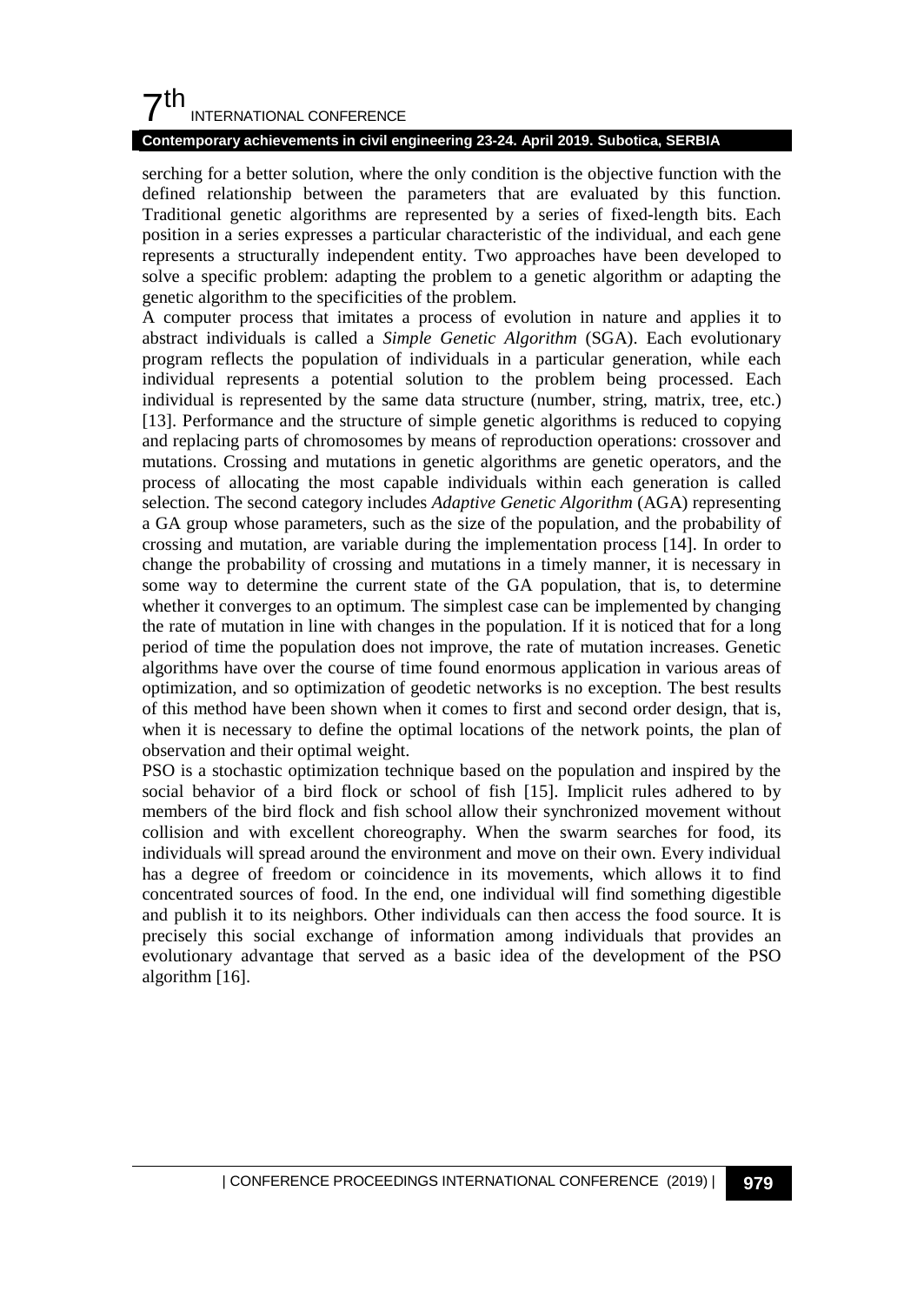serching for a better solution, where the only condition is the objective function with the defined relationship between the parameters that are evaluated by this function. Traditional genetic algorithms are represented by a series of fixed-length bits. Each position in a series expresses a particular characteristic of the individual, and each gene represents a structurally independent entity. Two approaches have been developed to solve a specific problem: adapting the problem to a genetic algorithm or adapting the genetic algorithm to the specificities of the problem.

A computer process that imitates a process of evolution in nature and applies it to abstract individuals is called a *Simple Genetic Algorithm* (SGA). Each evolutionary program reflects the population of individuals in a particular generation, while each individual represents a potential solution to the problem being processed. Each individual is represented by the same data structure (number, string, matrix, tree, etc.) [13]. Performance and the structure of simple genetic algorithms is reduced to copying and replacing parts of chromosomes by means of reproduction operations: crossover and mutations. Crossing and mutations in genetic algorithms are genetic operators, and the process of allocating the most capable individuals within each generation is called selection. The second category includes *Adaptive Genetic Algorithm* (AGA) representing a GA group whose parameters, such as the size of the population, and the probability of crossing and mutation, are variable during the implementation process [14]. In order to change the probability of crossing and mutations in a timely manner, it is necessary in some way to determine the current state of the GA population, that is, to determine whether it converges to an optimum. The simplest case can be implemented by changing the rate of mutation in line with changes in the population. If it is noticed that for a long period of time the population does not improve, the rate of mutation increases. Genetic algorithms have over the course of time found enormous application in various areas of optimization, and so optimization of geodetic networks is no exception. The best results of this method have been shown when it comes to first and second order design, that is, when it is necessary to define the optimal locations of the network points, the plan of observation and their optimal weight.

PSO is a stochastic optimization technique based on the population and inspired by the social behavior of a bird flock or school of fish [15]. Implicit rules adhered to by members of the bird flock and fish school allow their synchronized movement without collision and with excellent choreography. When the swarm searches for food, its individuals will spread around the environment and move on their own. Every individual has a degree of freedom or coincidence in its movements, which allows it to find concentrated sources of food. In the end, one individual will find something digestible and publish it to its neighbors. Other individuals can then access the food source. It is precisely this social exchange of information among individuals that provides an evolutionary advantage that served as a basic idea of the development of the PSO algorithm [16].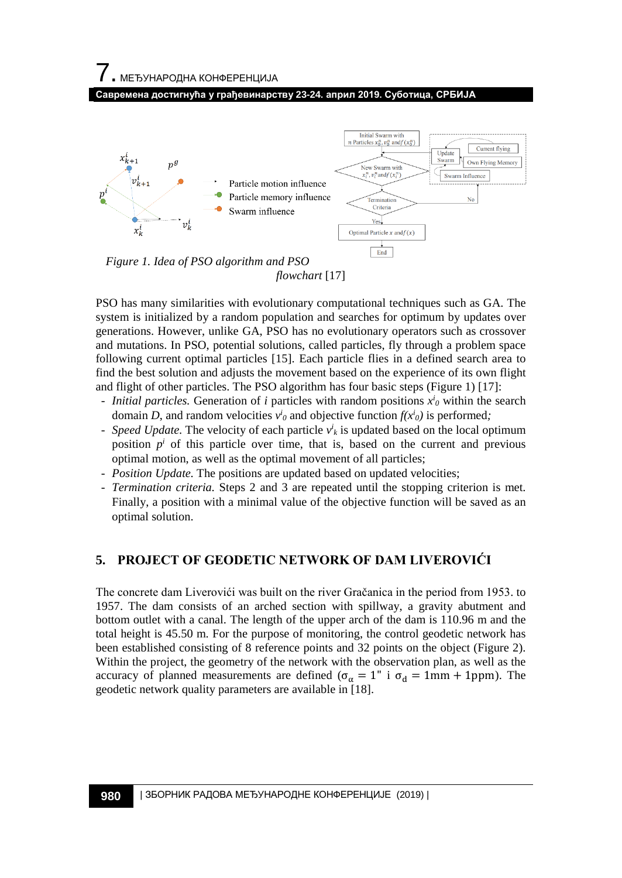*Figure 1. Idea of PSO algorithm and PSO flowchart* [17]

PSO has many similarities with evolutionary computational techniques such as GA. The system is initialized by a random population and searches for optimum by updates over generations. However, unlike GA, PSO has no evolutionary operators such as crossover and mutations. In PSO, potential solutions, called particles, fly through a problem space following current optimal particles [15]. Each particle flies in a defined search area to find the best solution and adjusts the movement based on the experience of its own flight and flight of other particles. The PSO algorithm has four basic steps (Figure 1) [17]:

- *Initial particles.* Generation of *i* particles with random positions $x^i_0$ within the search domain *D*, and random velocities $v^i_0$ and objective function $f(x^i_0)$ is performed;
- *Speed Update.* The velocity of each particle $v^i_k$ is updated based on the local optimum position $p^i$ of this particle over time, that is, based on the current and previous optimal motion, as well as the optimal movement of all particles;
- *Position Update.* The positions are updated based on updated velocities;
- *Termination criteria.* Steps 2 and 3 are repeated until the stopping criterion is met. Finally, a position with a minimal value of the objective function will be saved as an optimal solution.

## 5. PROJECT OF GEODETIC NETWORK OF DAM LIVEROVIĆI

The concrete dam Liverovići was built on the river Gračanica in the period from 1953. to 1957. The dam consists of an arched section with spillway, a gravity abutment and bottom outlet with a canal. The length of the upper arch of the dam is 110.96 m and the total height is 45.50 m. For the purpose of monitoring, the control geodetic network has been established consisting of 8 reference points and 32 points on the object (Figure 2). Within the project, the geometry of the network with the observation plan, as well as the accuracy of planned measurements are defined ($\sigma_\alpha = 1''$ i $\sigma_d = 1\text{mm} + 1\text{ppm}$). The geodetic network quality parameters are available in [18].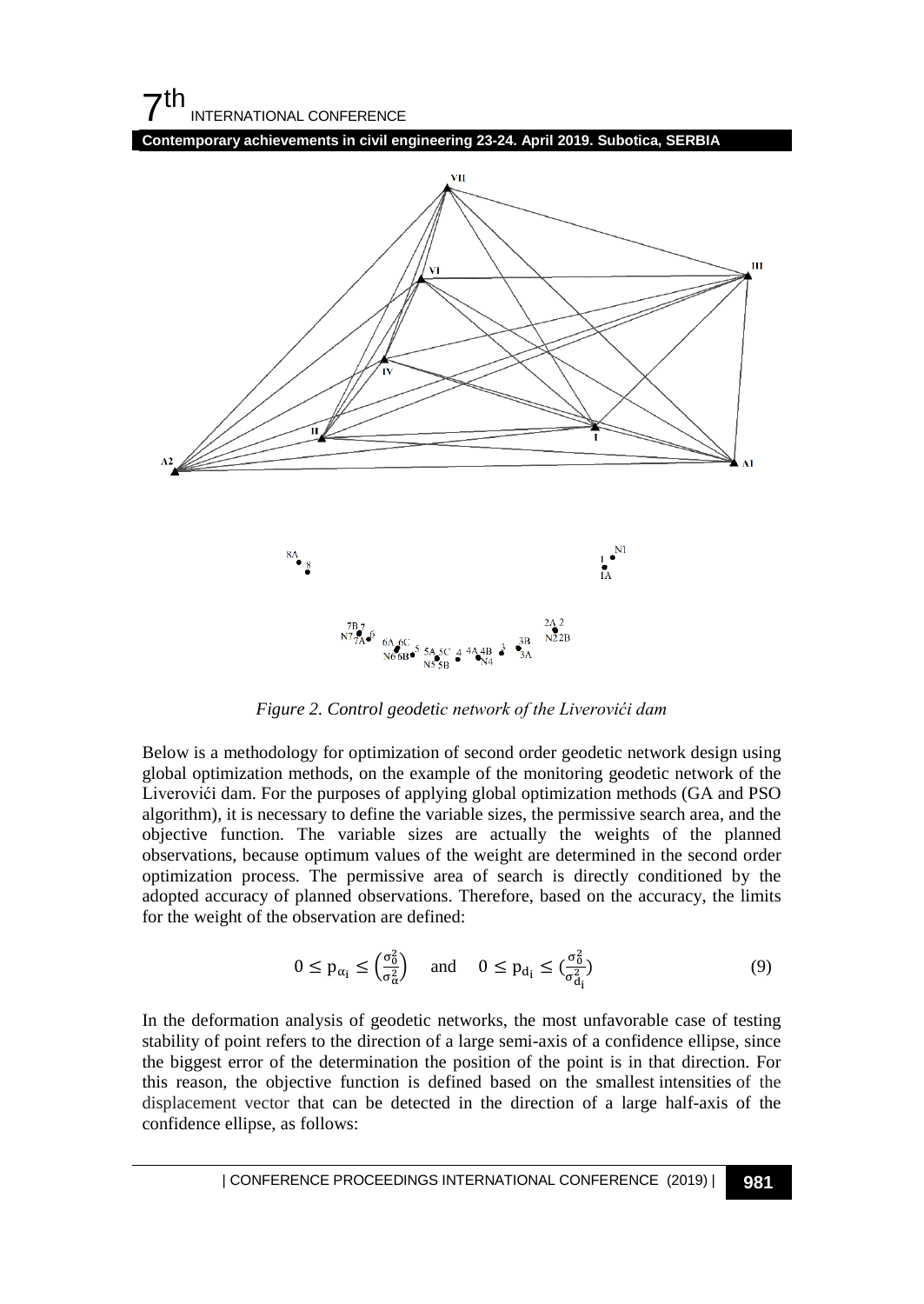*Figure 2. Control geodetic network of the Liverovići dam*

Below is a methodology for optimization of second order geodetic network design using global optimization methods, on the example of the monitoring geodetic network of the Liverovići dam. For the purposes of applying global optimization methods (GA and PSO algorithm), it is necessary to define the variable sizes, the permissive search area, and the objective function. The variable sizes are actually the weights of the planned observations, because optimum values of the weight are determined in the second order optimization process. The permissive area of search is directly conditioned by the adopted accuracy of planned observations. Therefore, based on the accuracy, the limits for the weight of the observation are defined:

$$0 \leq p_{\alpha_i} \leq \left(\frac{\sigma_0^2}{\sigma_\alpha^2}\right) \quad \text{and} \quad 0 \leq p_{d_i} \leq \left(\frac{\sigma_0^2}{\sigma_{d_i}^2}\right) \tag{9}$$

In the deformation analysis of geodetic networks, the most unfavorable case of testing stability of point refers to the direction of a large semi-axis of a confidence ellipse, since the biggest error of the determination the position of the point is in that direction. For this reason, the objective function is defined based on the smallest intensities of the displacement vector that can be detected in the direction of a large half-axis of the confidence ellipse, as follows: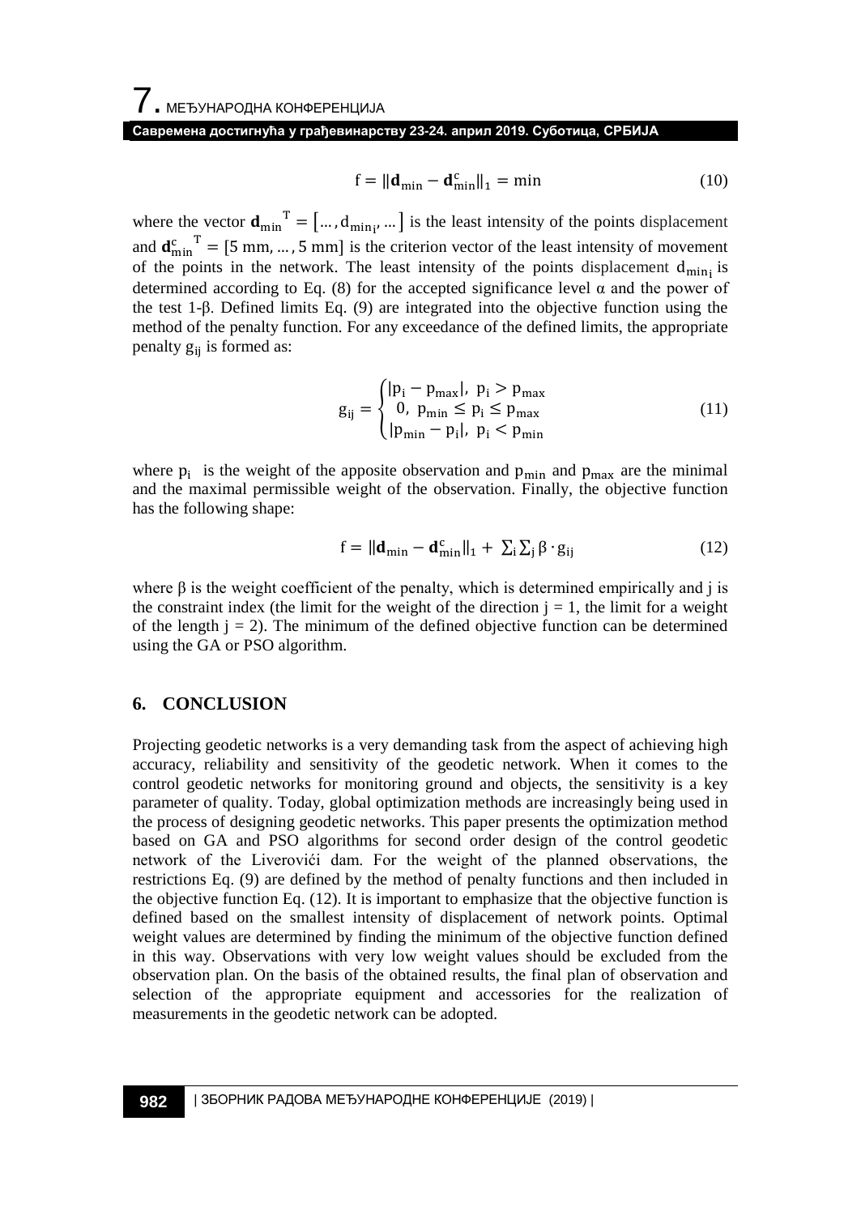$$\mathrm{f} = \|\mathbf{d}_{\min} - \mathbf{d}_{\min}^{c}\|_1 = \min \tag{10}$$

where the vector $\mathbf{d}_{\min}{}^{T} = [\ldots, d_{\min_i}, \ldots]$ is the least intensity of the points displacement and $\mathbf{d}_{\min}^{c}{}^{T} = [5\ \text{mm}, \ldots, 5\ \text{mm}]$ is the criterion vector of the least intensity of movement of the points in the network. The least intensity of the points displacement $d_{\min_i}$ is determined according to Eq. (8) for the accepted significance level α and the power of the test 1-β. Defined limits Eq. (9) are integrated into the objective function using the method of the penalty function. For any exceedance of the defined limits, the appropriate penalty $g_{ij}$ is formed as:

$$g_{ij} = \begin{cases} |p_i - p_{\max}|, & p_i > p_{\max} \\ 0, & p_{\min} \leq p_i \leq p_{\max} \\ |p_{\min} - p_i|, & p_i < p_{\min} \end{cases} \tag{11}$$

where $p_i$ is the weight of the apposite observation and $p_{\min}$ and $p_{\max}$ are the minimal and the maximal permissible weight of the observation. Finally, the objective function has the following shape:

$$\mathrm{f} = \|\mathbf{d}_{\min} - \mathbf{d}_{\min}^{c}\|_1 + \sum_i \sum_j \beta \cdot g_{ij} \tag{12}$$

where β is the weight coefficient of the penalty, which is determined empirically and j is the constraint index (the limit for the weight of the direction $j = 1$, the limit for a weight of the length $j = 2$). The minimum of the defined objective function can be determined using the GA or PSO algorithm.

## 6. CONCLUSION

Projecting geodetic networks is a very demanding task from the aspect of achieving high accuracy, reliability and sensitivity of the geodetic network. When it comes to the control geodetic networks for monitoring ground and objects, the sensitivity is a key parameter of quality. Today, global optimization methods are increasingly being used in the process of designing geodetic networks. This paper presents the optimization method based on GA and PSO algorithms for second order design of the control geodetic network of the Liverovići dam. For the weight of the planned observations, the restrictions Eq. (9) are defined by the method of penalty functions and then included in the objective function Eq. (12). It is important to emphasize that the objective function is defined based on the smallest intensity of displacement of network points. Optimal weight values are determined by finding the minimum of the objective function defined in this way. Observations with very low weight values should be excluded from the observation plan. On the basis of the obtained results, the final plan of observation and selection of the appropriate equipment and accessories for the realization of measurements in the geodetic network can be adopted.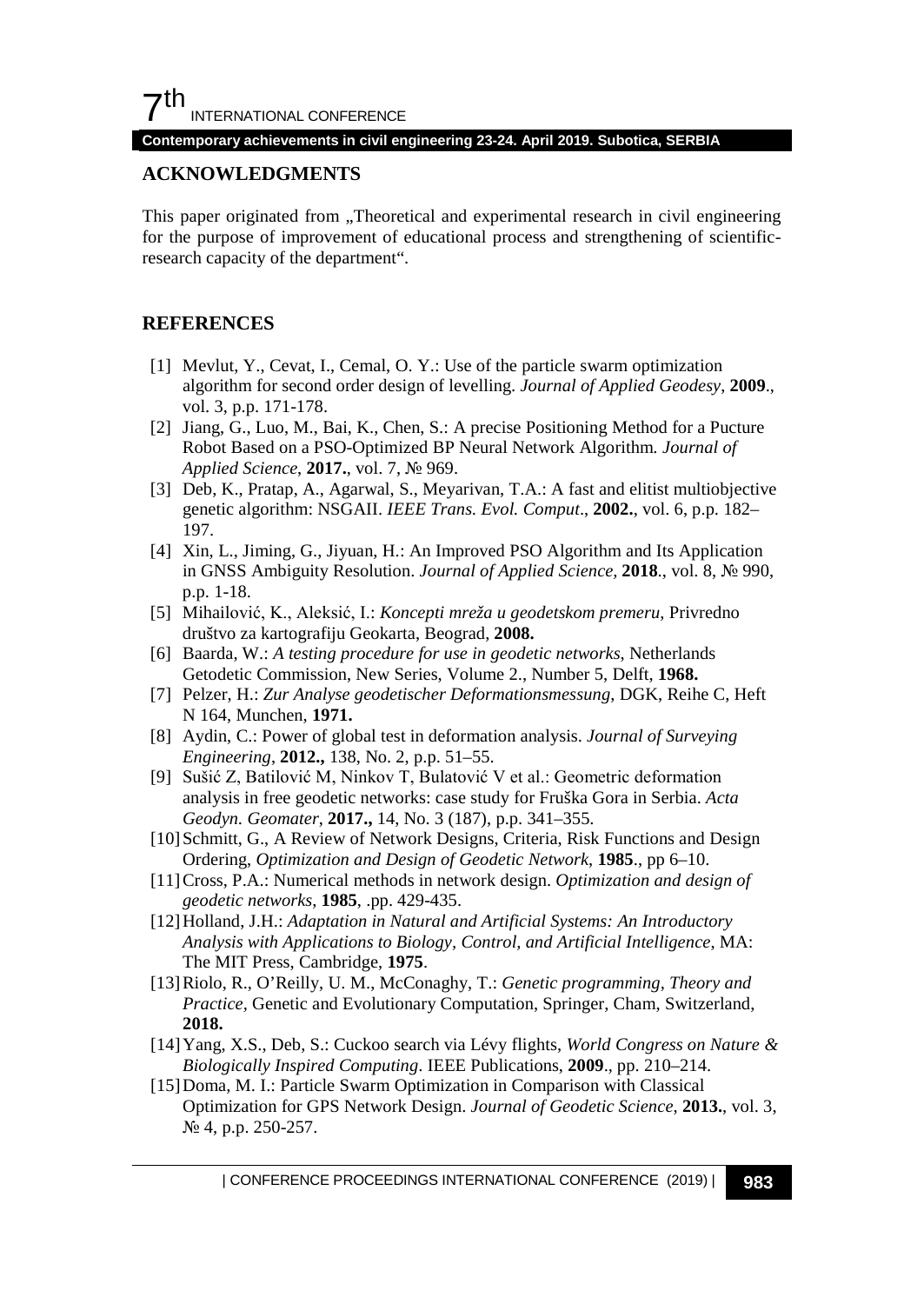## ACKNOWLEDGMENTS

This paper originated from „Theoretical and experimental research in civil engineering for the purpose of improvement of educational process and strengthening of scientific-research capacity of the department".

## REFERENCES

[1] Mevlut, Y., Cevat, I., Cemal, O. Y.: Use of the particle swarm optimization algorithm for second order design of levelling. *Journal of Applied Geodesy*, **2009**., vol. 3, p.p. 171-178.

[2] Jiang, G., Luo, M., Bai, K., Chen, S.: A precise Positioning Method for a Pucture Robot Based on a PSO-Optimized BP Neural Network Algorithm. *Journal of Applied Science*, **2017.**, vol. 7, № 969.

[3] Deb, K., Pratap, A., Agarwal, S., Meyarivan, T.A.: A fast and elitist multiobjective genetic algorithm: NSGAII. *IEEE Trans. Evol. Comput*., **2002.**, vol. 6, p.p. 182–197.

[4] Xin, L., Jiming, G., Jiyuan, H.: An Improved PSO Algorithm and Its Application in GNSS Ambiguity Resolution. *Journal of Applied Science,* **2018**., vol. 8, № 990, p.p. 1-18.

[5] Mihailović, K., Aleksić, I.: *Koncepti mreža u geodetskom premeru*, Privredno društvo za kartografiju Geokarta, Beograd, **2008.**

[6] Baarda, W.: *A testing procedure for use in geodetic networks*, Netherlands Getodetic Commission, New Series, Volume 2., Number 5, Delft, **1968.**

[7] Pelzer, H.: *Zur Analyse geodetischer Deformationsmessung*, DGK, Reihe C, Heft N 164, Munchen, **1971.**

[8] Aydin, C.: Power of global test in deformation analysis. *Journal of Surveying Engineering*, **2012.,** 138, No. 2, p.p. 51–55.

[9] Sušić Z, Batilović M, Ninkov T, Bulatović V et al.: Geometric deformation analysis in free geodetic networks: case study for Fruška Gora in Serbia. *Acta Geodyn. Geomater*, **2017.,** 14, No. 3 (187), p.p. 341–355.

[10] Schmitt, G., A Review of Network Designs, Criteria, Risk Functions and Design Ordering, *Optimization and Design of Geodetic Network*, **1985**., pp 6–10.

[11] Cross, P.A.: Numerical methods in network design. *Optimization and design of geodetic networks*, **1985**, .pp. 429-435.

[12] Holland, J.H.: *Adaptation in Natural and Artificial Systems: An Introductory Analysis with Applications to Biology, Control, and Artificial Intelligence*, MA: The MIT Press, Cambridge, **1975**.

[13] Riolo, R., O'Reilly, U. M., McConaghy, T.: *Genetic programming, Theory and Practice*, Genetic and Evolutionary Computation, Springer, Cham, Switzerland, **2018.**

[14] Yang, X.S., Deb, S.: Cuckoo search via Lévy flights, *World Congress on Nature & Biologically Inspired Computing*. IEEE Publications, **2009**., pp. 210–214.

[15] Doma, M. I.: Particle Swarm Optimization in Comparison with Classical Optimization for GPS Network Design. *Journal of Geodetic Science*, **2013.**, vol. 3, № 4, p.p. 250-257.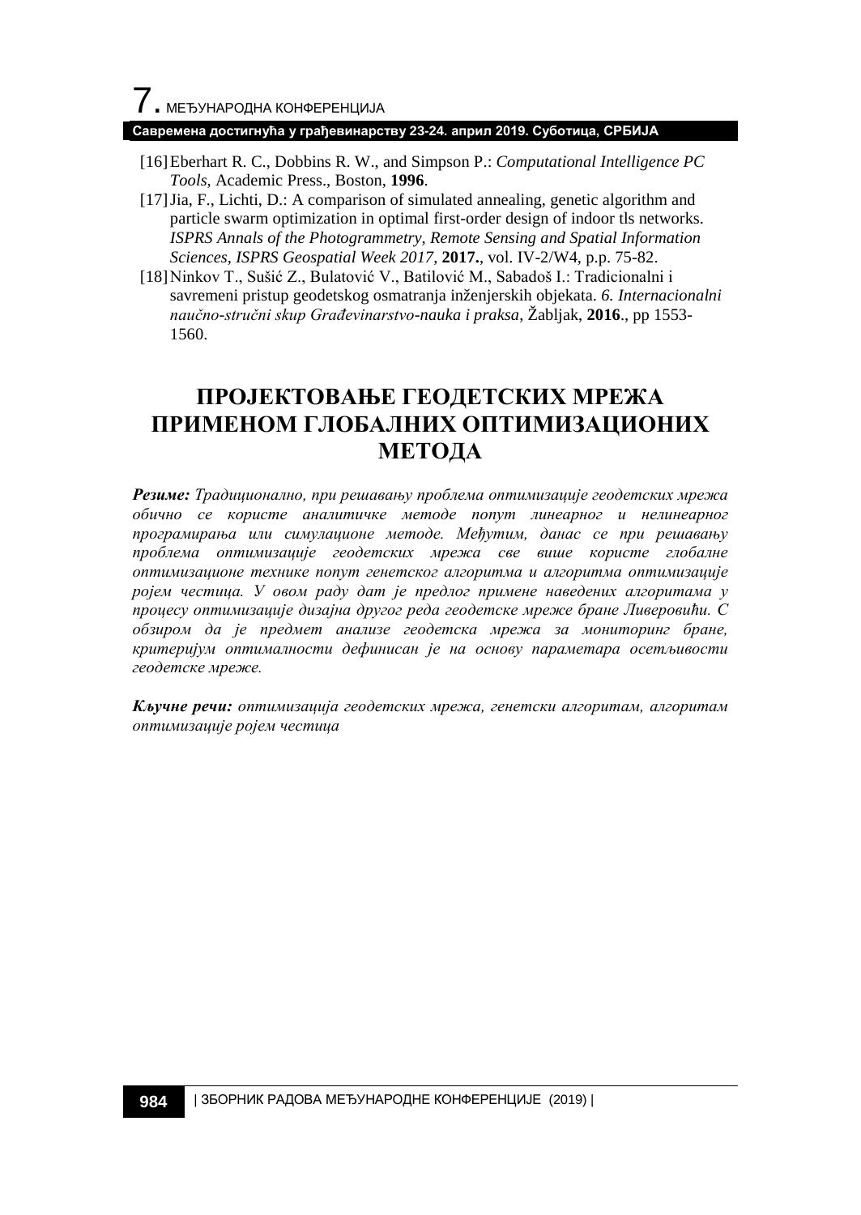[16] Eberhart R. C., Dobbins R. W., and Simpson P.: *Computational Intelligence PC Tools*, Academic Press., Boston, **1996**.

[17] Jia, F., Lichti, D.: A comparison of simulated annealing, genetic algorithm and particle swarm optimization in optimal first-order design of indoor tls networks. *ISPRS Annals of the Photogrammetry, Remote Sensing and Spatial Information Sciences, ISPRS Geospatial Week 2017*, **2017.**, vol. IV-2/W4, p.p. 75-82.

[18] Ninkov T., Sušić Z., Bulatović V., Batilović M., Sabadoš I.: Tradicionalni i savremeni pristup geodetskog osmatranja inženjerskih objekata. *6. Internacionalni naučno-stručni skup Građevinarstvo-nauka i praksa*, Žabljak, **2016**., pp 1553-1560.

# ПРОЈЕКТОВАЊЕ ГЕОДЕТСКИХ МРЕЖА ПРИМЕНОМ ГЛОБАЛНИХ ОПТИМИЗАЦИОНИХ МЕТОДА

***Резиме:*** *Традиционално, при решавању проблема оптимизације геодетских мрежа обично се користе аналитичке методе попут линеарног и нелинеарног програмирања или симулационе методе. Међутим, данас се при решавању проблема оптимизације геодетских мрежа све више користе глобалне оптимизационе технике попут генетског алгоритма и алгоритма оптимизације ројем честица. У овом раду дат је предлог примене наведених алгоритама у процесу оптимизације дизајна другог реда геодетске мреже бране Ливеровићи. С обзиром да је предмет анализе геодетска мрежа за мониторинг бране, критеријум оптималности дефинисан је на основу параметара осетљивости геодетске мреже.*

***Кључне речи:*** *оптимизација геодетских мрежа, генетски алгоритам, алгоритам оптимизације ројем честица*